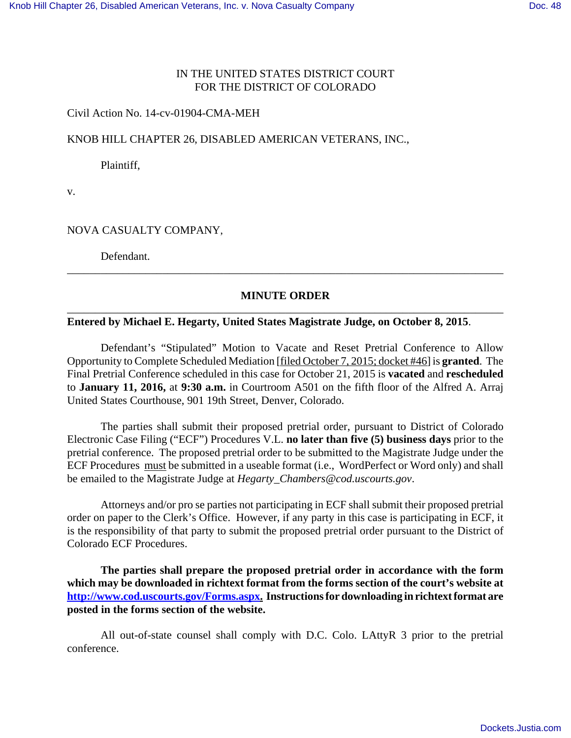IN THE UNITED STATES DISTRICT COURT
FOR THE DISTRICT OF COLORADO

Civil Action No. 14-cv-01904-CMA-MEH

KNOB HILL CHAPTER 26, DISABLED AMERICAN VETERANS, INC.,

Plaintiff,

v.

NOVA CASUALTY COMPANY,

Defendant.

---

## MINUTE ORDER

---

**Entered by Michael E. Hegarty, United States Magistrate Judge, on October 8, 2015**.

Defendant's "Stipulated" Motion to Vacate and Reset Pretrial Conference to Allow Opportunity to Complete Scheduled Mediation [filed October 7, 2015; docket #46] is **granted**. The Final Pretrial Conference scheduled in this case for October 21, 2015 is **vacated** and **rescheduled** to **January 11, 2016,** at **9:30 a.m.** in Courtroom A501 on the fifth floor of the Alfred A. Arraj United States Courthouse, 901 19th Street, Denver, Colorado.

The parties shall submit their proposed pretrial order, pursuant to District of Colorado Electronic Case Filing ("ECF") Procedures V.L. **no later than five (5) business days** prior to the pretrial conference. The proposed pretrial order to be submitted to the Magistrate Judge under the ECF Procedures must be submitted in a useable format (i.e., WordPerfect or Word only) and shall be emailed to the Magistrate Judge at *Hegarty_Chambers@cod.uscourts.gov*.

Attorneys and/or pro se parties not participating in ECF shall submit their proposed pretrial order on paper to the Clerk's Office. However, if any party in this case is participating in ECF, it is the responsibility of that party to submit the proposed pretrial order pursuant to the District of Colorado ECF Procedures.

**The parties shall prepare the proposed pretrial order in accordance with the form which may be downloaded in richtext format from the forms section of the court's website at [http://www.cod.uscourts.gov/Forms.aspx](http://www.cod.uscourts.gov/Forms.aspx). Instructions for downloading in richtext format are posted in the forms section of the website.**

All out-of-state counsel shall comply with D.C. Colo. LAttyR 3 prior to the pretrial conference.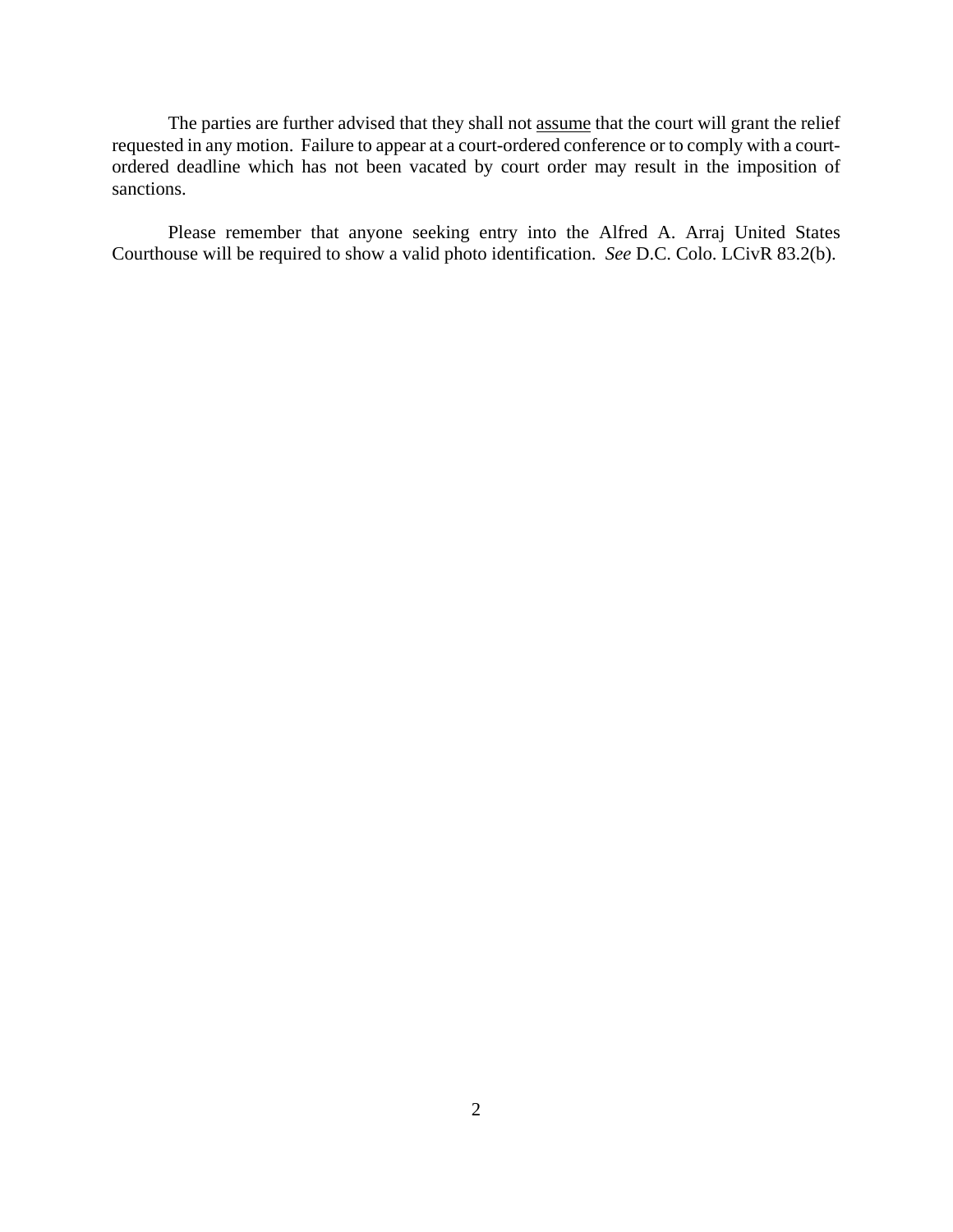The parties are further advised that they shall not <u>assume</u> that the court will grant the relief requested in any motion. Failure to appear at a court-ordered conference or to comply with a court-ordered deadline which has not been vacated by court order may result in the imposition of sanctions.

Please remember that anyone seeking entry into the Alfred A. Arraj United States Courthouse will be required to show a valid photo identification. *See* D.C. Colo. LCivR 83.2(b).